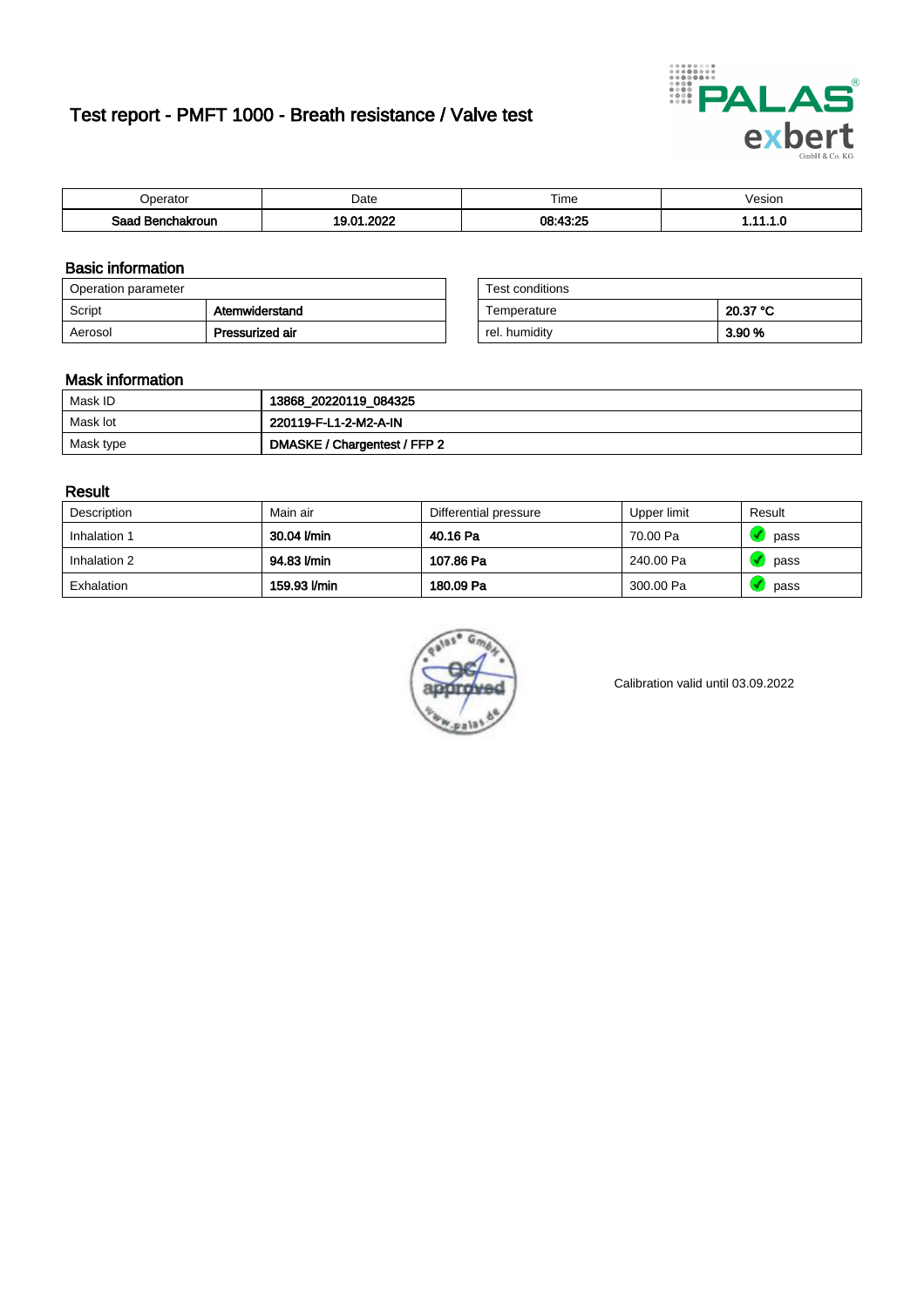# Test report - PMFT 1000 - Breath resistance / Valve test

| Operator | Date | Time | Vesion |
|---|---|---|---|
| Saad Benchakroun | 19.01.2022 | 08:43:25 | 1.11.1.0 |

## Basic information

| Operation parameter | |
|---|---|
| Script | Atemwiderstand |
| Aerosol | Pressurized air |

| Test conditions | |
|---|---|
| Temperature | 20.37 °C |
| rel. humidity | 3.90 % |

## Mask information

| | |
|---|---|
| Mask ID | 13868_20220119_084325 |
| Mask lot | 220119-F-L1-2-M2-A-IN |
| Mask type | DMASKE / Chargentest / FFP 2 |

## Result

| Description | Main air | Differential pressure | Upper limit | Result |
|---|---|---|---|---|
| Inhalation 1 | 30.04 l/min | 40.16 Pa | 70.00 Pa | pass |
| Inhalation 2 | 94.83 l/min | 107.86 Pa | 240.00 Pa | pass |
| Exhalation | 159.93 l/min | 180.09 Pa | 300.00 Pa | pass |

Calibration valid until 03.09.2022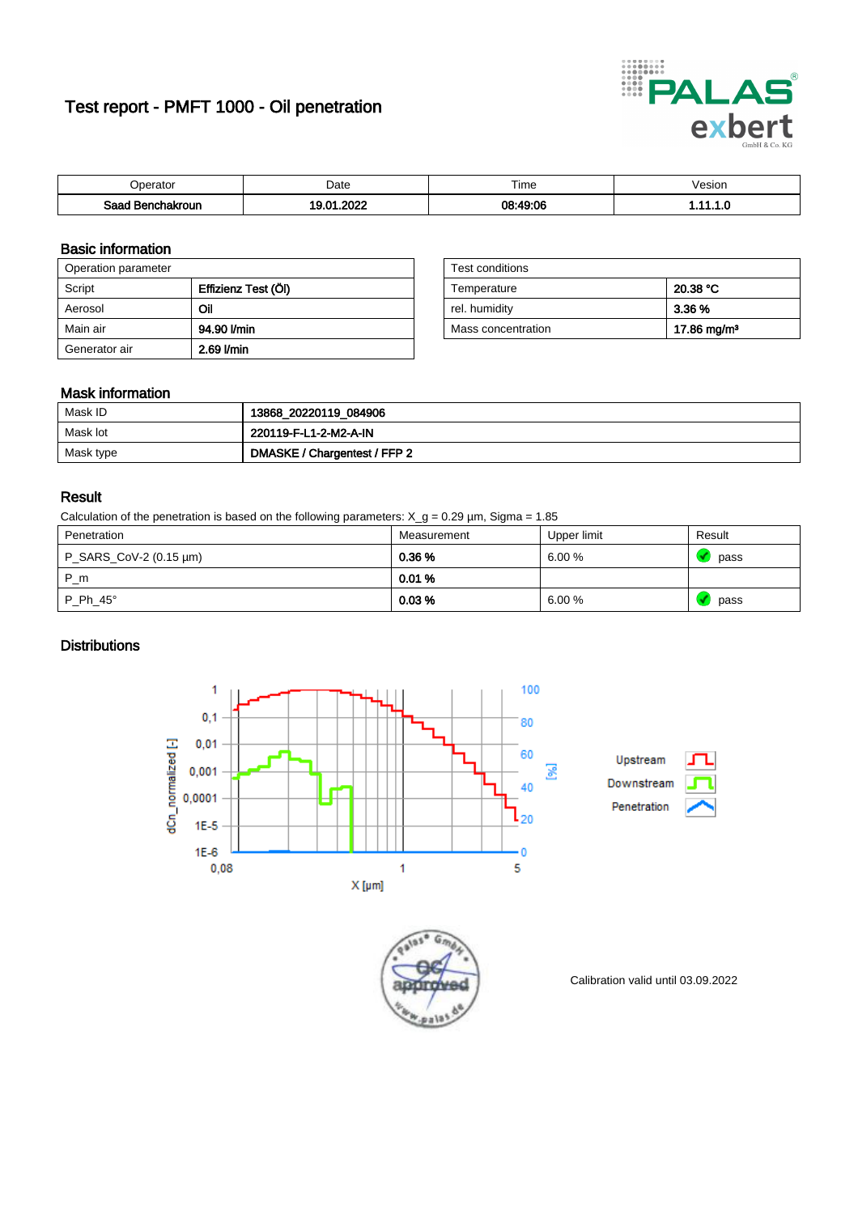# Test report - PMFT 1000 - Oil penetration

PALAS exbert GmbH & Co. KG

| Operator | Date | Time | Vesion |
|---|---|---|---|
| Saad Benchakroun | 19.01.2022 | 08:49:06 | 1.11.1.0 |

## Basic information

| Operation parameter | |
|---|---|
| Script | Effizienz Test (Öl) |
| Aerosol | Oil |
| Main air | 94.90 l/min |
| Generator air | 2.69 l/min |

| Test conditions | |
|---|---|
| Temperature | 20.38 °C |
| rel. humidity | 3.36 % |
| Mass concentration | 17.86 mg/m³ |

## Mask information

| | |
|---|---|
| Mask ID | 13868_20220119_084906 |
| Mask lot | 220119-F-L1-2-M2-A-IN |
| Mask type | DMASKE / Chargentest / FFP 2 |

## Result

Calculation of the penetration is based on the following parameters: X_g = 0.29 µm, Sigma = 1.85

| Penetration | Measurement | Upper limit | Result |
|---|---|---|---|
| P_SARS_CoV-2 (0.15 µm) | 0.36 % | 6.00 % | pass |
| P_m | 0.01 % | | |
| P_Ph_45° | 0.03 % | 6.00 % | pass |

## Distributions

dCn_normalized [-]
1
0,1
0,01
0,001
0,0001
1E-5
1E-6
0,08
1
5
X [µm]
[%]
100
80
60
40
20
0

Upstream
Downstream
Penetration

QC approved
Palas® GmbH
www.palas.de

Calibration valid until 03.09.2022